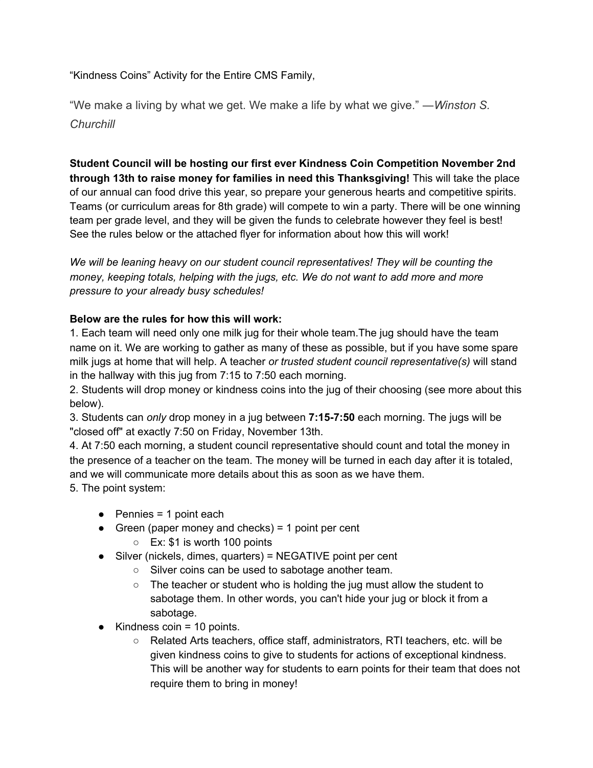“Kindness Coins” Activity for the Entire CMS Family,

“We make a living by what we get. We make a life by what we give.” —*Winston S. Churchill*

**Student Council will be hosting our first ever Kindness Coin Competition November 2nd through 13th to raise money for families in need this Thanksgiving!** This will take the place of our annual can food drive this year, so prepare your generous hearts and competitive spirits. Teams (or curriculum areas for 8th grade) will compete to win a party. There will be one winning team per grade level, and they will be given the funds to celebrate however they feel is best! See the rules below or the attached flyer for information about how this will work!

*We will be leaning heavy on our student council representatives! They will be counting the money, keeping totals, helping with the jugs, etc. We do not want to add more and more pressure to your already busy schedules!*

**Below are the rules for how this will work:**

1. Each team will need only one milk jug for their whole team.The jug should have the team name on it. We are working to gather as many of these as possible, but if you have some spare milk jugs at home that will help. A teacher *or trusted student council representative(s)* will stand in the hallway with this jug from 7:15 to 7:50 each morning.
2. Students will drop money or kindness coins into the jug of their choosing (see more about this below).
3. Students can *only* drop money in a jug between **7:15-7:50** each morning. The jugs will be "closed off" at exactly 7:50 on Friday, November 13th.
4. At 7:50 each morning, a student council representative should count and total the money in the presence of a teacher on the team. The money will be turned in each day after it is totaled, and we will communicate more details about this as soon as we have them.
5. The point system:
   - Pennies = 1 point each
   - Green (paper money and checks) = 1 point per cent
     - Ex: $1 is worth 100 points
   - Silver (nickels, dimes, quarters) = NEGATIVE point per cent
     - Silver coins can be used to sabotage another team.
     - The teacher or student who is holding the jug must allow the student to sabotage them. In other words, you can't hide your jug or block it from a sabotage.
   - Kindness coin = 10 points.
     - Related Arts teachers, office staff, administrators, RTI teachers, etc. will be given kindness coins to give to students for actions of exceptional kindness. This will be another way for students to earn points for their team that does not require them to bring in money!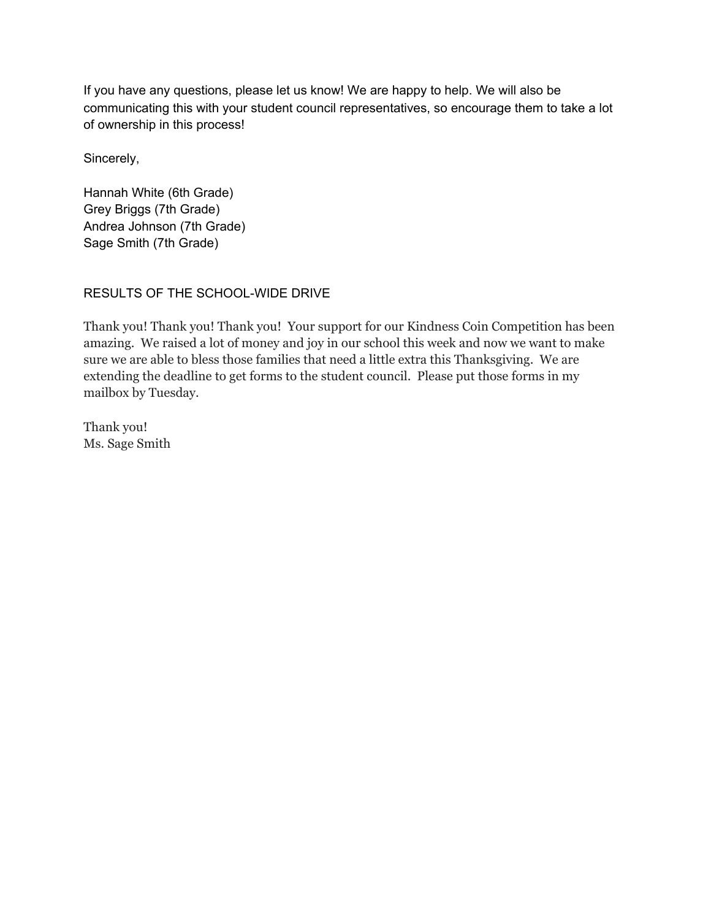If you have any questions, please let us know! We are happy to help. We will also be communicating this with your student council representatives, so encourage them to take a lot of ownership in this process!

Sincerely,

Hannah White (6th Grade)
Grey Briggs (7th Grade)
Andrea Johnson (7th Grade)
Sage Smith (7th Grade)

RESULTS OF THE SCHOOL-WIDE DRIVE

Thank you! Thank you! Thank you! Your support for our Kindness Coin Competition has been amazing. We raised a lot of money and joy in our school this week and now we want to make sure we are able to bless those families that need a little extra this Thanksgiving. We are extending the deadline to get forms to the student council. Please put those forms in my mailbox by Tuesday.

Thank you!
Ms. Sage Smith